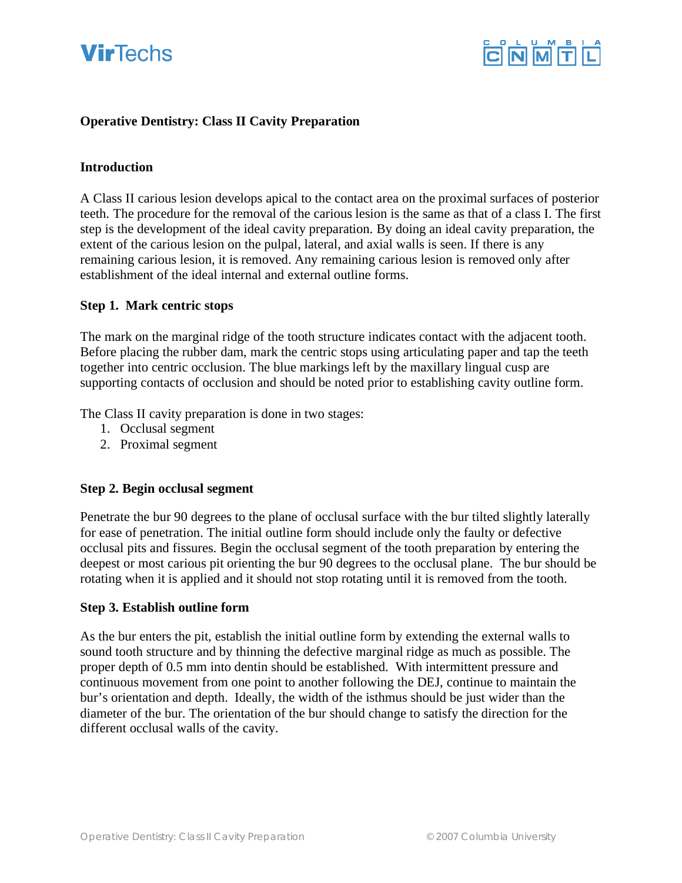**Operative Dentistry: Class II Cavity Preparation**

**Introduction**

A Class II carious lesion develops apical to the contact area on the proximal surfaces of posterior teeth. The procedure for the removal of the carious lesion is the same as that of a class I. The first step is the development of the ideal cavity preparation. By doing an ideal cavity preparation, the extent of the carious lesion on the pulpal, lateral, and axial walls is seen. If there is any remaining carious lesion, it is removed. Any remaining carious lesion is removed only after establishment of the ideal internal and external outline forms.

**Step 1. Mark centric stops**

The mark on the marginal ridge of the tooth structure indicates contact with the adjacent tooth. Before placing the rubber dam, mark the centric stops using articulating paper and tap the teeth together into centric occlusion. The blue markings left by the maxillary lingual cusp are supporting contacts of occlusion and should be noted prior to establishing cavity outline form.

The Class II cavity preparation is done in two stages:

1. Occlusal segment
2. Proximal segment

**Step 2. Begin occlusal segment**

Penetrate the bur 90 degrees to the plane of occlusal surface with the bur tilted slightly laterally for ease of penetration. The initial outline form should include only the faulty or defective occlusal pits and fissures. Begin the occlusal segment of the tooth preparation by entering the deepest or most carious pit orienting the bur 90 degrees to the occlusal plane. The bur should be rotating when it is applied and it should not stop rotating until it is removed from the tooth.

**Step 3. Establish outline form**

As the bur enters the pit, establish the initial outline form by extending the external walls to sound tooth structure and by thinning the defective marginal ridge as much as possible. The proper depth of 0.5 mm into dentin should be established. With intermittent pressure and continuous movement from one point to another following the DEJ, continue to maintain the bur's orientation and depth. Ideally, the width of the isthmus should be just wider than the diameter of the bur. The orientation of the bur should change to satisfy the direction for the different occlusal walls of the cavity.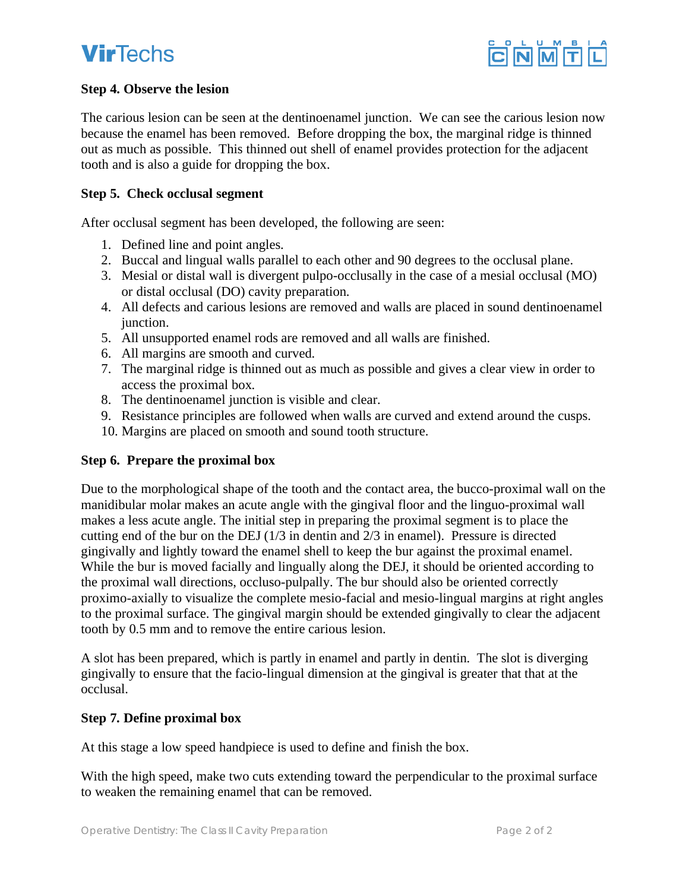**Step 4. Observe the lesion**

The carious lesion can be seen at the dentinoenamel junction. We can see the carious lesion now because the enamel has been removed. Before dropping the box, the marginal ridge is thinned out as much as possible. This thinned out shell of enamel provides protection for the adjacent tooth and is also a guide for dropping the box.

**Step 5. Check occlusal segment**

After occlusal segment has been developed, the following are seen:

1. Defined line and point angles.
2. Buccal and lingual walls parallel to each other and 90 degrees to the occlusal plane.
3. Mesial or distal wall is divergent pulpo-occlusally in the case of a mesial occlusal (MO) or distal occlusal (DO) cavity preparation.
4. All defects and carious lesions are removed and walls are placed in sound dentinoenamel junction.
5. All unsupported enamel rods are removed and all walls are finished.
6. All margins are smooth and curved.
7. The marginal ridge is thinned out as much as possible and gives a clear view in order to access the proximal box.
8. The dentinoenamel junction is visible and clear.
9. Resistance principles are followed when walls are curved and extend around the cusps.
10. Margins are placed on smooth and sound tooth structure.

**Step 6. Prepare the proximal box**

Due to the morphological shape of the tooth and the contact area, the bucco-proximal wall on the manidibular molar makes an acute angle with the gingival floor and the linguo-proximal wall makes a less acute angle. The initial step in preparing the proximal segment is to place the cutting end of the bur on the DEJ (1/3 in dentin and 2/3 in enamel). Pressure is directed gingivally and lightly toward the enamel shell to keep the bur against the proximal enamel. While the bur is moved facially and lingually along the DEJ, it should be oriented according to the proximal wall directions, occluso-pulpally. The bur should also be oriented correctly proximo-axially to visualize the complete mesio-facial and mesio-lingual margins at right angles to the proximal surface. The gingival margin should be extended gingivally to clear the adjacent tooth by 0.5 mm and to remove the entire carious lesion.

A slot has been prepared, which is partly in enamel and partly in dentin. The slot is diverging gingivally to ensure that the facio-lingual dimension at the gingival is greater that that at the occlusal.

**Step 7. Define proximal box**

At this stage a low speed handpiece is used to define and finish the box.

With the high speed, make two cuts extending toward the perpendicular to the proximal surface to weaken the remaining enamel that can be removed.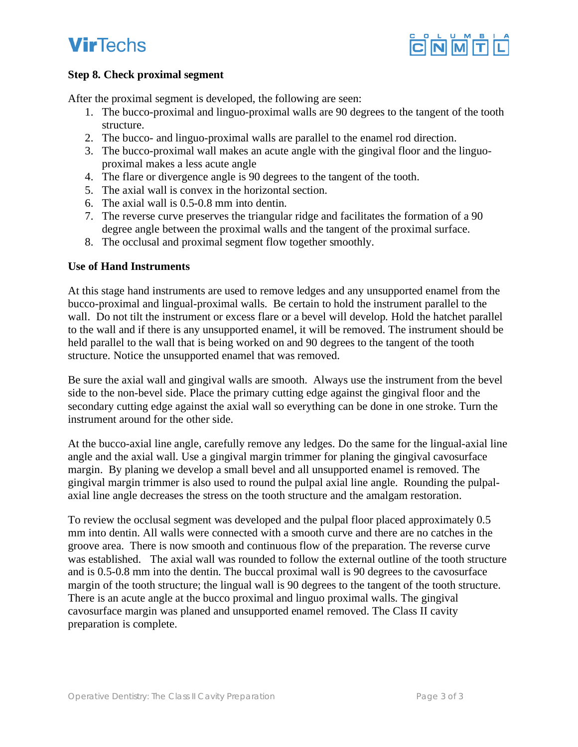**Step 8. Check proximal segment**

After the proximal segment is developed, the following are seen:

1. The bucco-proximal and linguo-proximal walls are 90 degrees to the tangent of the tooth structure.
2. The bucco- and linguo-proximal walls are parallel to the enamel rod direction.
3. The bucco-proximal wall makes an acute angle with the gingival floor and the linguo-proximal makes a less acute angle
4. The flare or divergence angle is 90 degrees to the tangent of the tooth.
5. The axial wall is convex in the horizontal section.
6. The axial wall is 0.5-0.8 mm into dentin.
7. The reverse curve preserves the triangular ridge and facilitates the formation of a 90 degree angle between the proximal walls and the tangent of the proximal surface.
8. The occlusal and proximal segment flow together smoothly.

**Use of Hand Instruments**

At this stage hand instruments are used to remove ledges and any unsupported enamel from the bucco-proximal and lingual-proximal walls. Be certain to hold the instrument parallel to the wall. Do not tilt the instrument or excess flare or a bevel will develop. Hold the hatchet parallel to the wall and if there is any unsupported enamel, it will be removed. The instrument should be held parallel to the wall that is being worked on and 90 degrees to the tangent of the tooth structure. Notice the unsupported enamel that was removed.

Be sure the axial wall and gingival walls are smooth. Always use the instrument from the bevel side to the non-bevel side. Place the primary cutting edge against the gingival floor and the secondary cutting edge against the axial wall so everything can be done in one stroke. Turn the instrument around for the other side.

At the bucco-axial line angle, carefully remove any ledges. Do the same for the lingual-axial line angle and the axial wall. Use a gingival margin trimmer for planing the gingival cavosurface margin. By planing we develop a small bevel and all unsupported enamel is removed. The gingival margin trimmer is also used to round the pulpal axial line angle. Rounding the pulpal-axial line angle decreases the stress on the tooth structure and the amalgam restoration.

To review the occlusal segment was developed and the pulpal floor placed approximately 0.5 mm into dentin. All walls were connected with a smooth curve and there are no catches in the groove area. There is now smooth and continuous flow of the preparation. The reverse curve was established. The axial wall was rounded to follow the external outline of the tooth structure and is 0.5-0.8 mm into the dentin. The buccal proximal wall is 90 degrees to the cavosurface margin of the tooth structure; the lingual wall is 90 degrees to the tangent of the tooth structure. There is an acute angle at the bucco proximal and linguo proximal walls. The gingival cavosurface margin was planed and unsupported enamel removed. The Class II cavity preparation is complete.